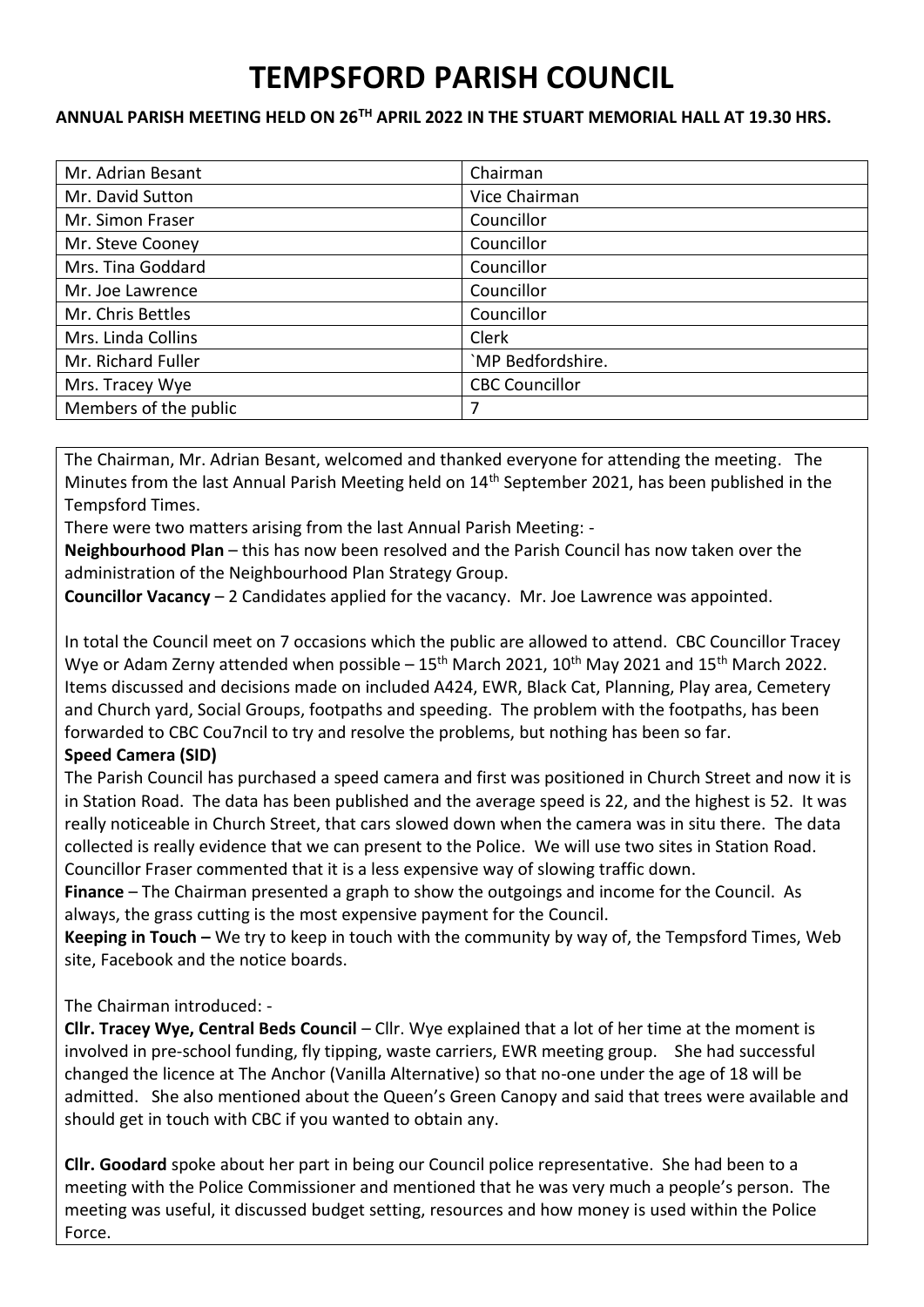# TEMPSFORD PARISH COUNCIL

**ANNUAL PARISH MEETING HELD ON 26TH APRIL 2022 IN THE STUART MEMORIAL HALL AT 19.30 HRS.**

| | |
|---|---|
| Mr. Adrian Besant | Chairman |
| Mr. David Sutton | Vice Chairman |
| Mr. Simon Fraser | Councillor |
| Mr. Steve Cooney | Councillor |
| Mrs. Tina Goddard | Councillor |
| Mr. Joe Lawrence | Councillor |
| Mr. Chris Bettles | Councillor |
| Mrs. Linda Collins | Clerk |
| Mr. Richard Fuller | `MP Bedfordshire. |
| Mrs. Tracey Wye | CBC Councillor |
| Members of the public | 7 |

The Chairman, Mr. Adrian Besant, welcomed and thanked everyone for attending the meeting. The Minutes from the last Annual Parish Meeting held on 14th September 2021, has been published in the Tempsford Times.

There were two matters arising from the last Annual Parish Meeting: -

**Neighbourhood Plan** – this has now been resolved and the Parish Council has now taken over the administration of the Neighbourhood Plan Strategy Group.

**Councillor Vacancy** – 2 Candidates applied for the vacancy. Mr. Joe Lawrence was appointed.

In total the Council meet on 7 occasions which the public are allowed to attend. CBC Councillor Tracey Wye or Adam Zerny attended when possible – 15th March 2021, 10th May 2021 and 15th March 2022. Items discussed and decisions made on included A424, EWR, Black Cat, Planning, Play area, Cemetery and Church yard, Social Groups, footpaths and speeding. The problem with the footpaths, has been forwarded to CBC Cou7ncil to try and resolve the problems, but nothing has been so far.

**Speed Camera (SID)**

The Parish Council has purchased a speed camera and first was positioned in Church Street and now it is in Station Road. The data has been published and the average speed is 22, and the highest is 52. It was really noticeable in Church Street, that cars slowed down when the camera was in situ there. The data collected is really evidence that we can present to the Police. We will use two sites in Station Road. Councillor Fraser commented that it is a less expensive way of slowing traffic down.

**Finance** – The Chairman presented a graph to show the outgoings and income for the Council. As always, the grass cutting is the most expensive payment for the Council.

**Keeping in Touch –** We try to keep in touch with the community by way of, the Tempsford Times, Web site, Facebook and the notice boards.

The Chairman introduced: -

**Cllr. Tracey Wye, Central Beds Council** – Cllr. Wye explained that a lot of her time at the moment is involved in pre-school funding, fly tipping, waste carriers, EWR meeting group. She had successful changed the licence at The Anchor (Vanilla Alternative) so that no-one under the age of 18 will be admitted. She also mentioned about the Queen's Green Canopy and said that trees were available and should get in touch with CBC if you wanted to obtain any.

**Cllr. Goodard** spoke about her part in being our Council police representative. She had been to a meeting with the Police Commissioner and mentioned that he was very much a people's person. The meeting was useful, it discussed budget setting, resources and how money is used within the Police Force.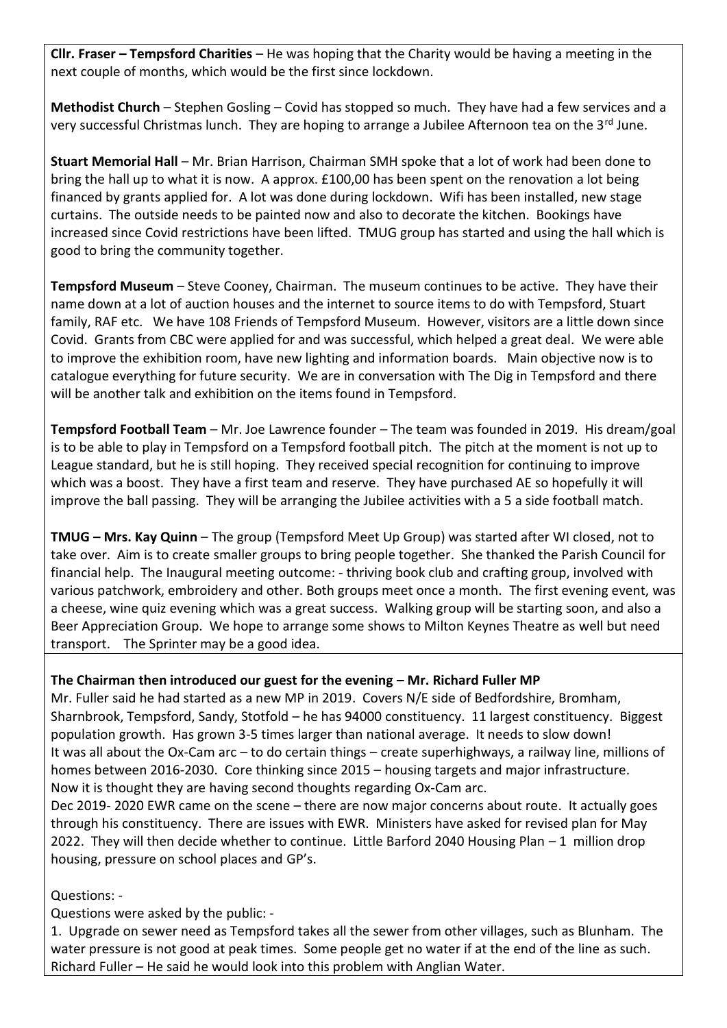**Cllr. Fraser – Tempsford Charities** – He was hoping that the Charity would be having a meeting in the next couple of months, which would be the first since lockdown.

**Methodist Church** – Stephen Gosling – Covid has stopped so much. They have had a few services and a very successful Christmas lunch. They are hoping to arrange a Jubilee Afternoon tea on the 3rd June.

**Stuart Memorial Hall** – Mr. Brian Harrison, Chairman SMH spoke that a lot of work had been done to bring the hall up to what it is now. A approx. £100,00 has been spent on the renovation a lot being financed by grants applied for. A lot was done during lockdown. Wifi has been installed, new stage curtains. The outside needs to be painted now and also to decorate the kitchen. Bookings have increased since Covid restrictions have been lifted. TMUG group has started and using the hall which is good to bring the community together.

**Tempsford Museum** – Steve Cooney, Chairman. The museum continues to be active. They have their name down at a lot of auction houses and the internet to source items to do with Tempsford, Stuart family, RAF etc. We have 108 Friends of Tempsford Museum. However, visitors are a little down since Covid. Grants from CBC were applied for and was successful, which helped a great deal. We were able to improve the exhibition room, have new lighting and information boards. Main objective now is to catalogue everything for future security. We are in conversation with The Dig in Tempsford and there will be another talk and exhibition on the items found in Tempsford.

**Tempsford Football Team** – Mr. Joe Lawrence founder – The team was founded in 2019. His dream/goal is to be able to play in Tempsford on a Tempsford football pitch. The pitch at the moment is not up to League standard, but he is still hoping. They received special recognition for continuing to improve which was a boost. They have a first team and reserve. They have purchased AE so hopefully it will improve the ball passing. They will be arranging the Jubilee activities with a 5 a side football match.

**TMUG – Mrs. Kay Quinn** – The group (Tempsford Meet Up Group) was started after WI closed, not to take over. Aim is to create smaller groups to bring people together. She thanked the Parish Council for financial help. The Inaugural meeting outcome: - thriving book club and crafting group, involved with various patchwork, embroidery and other. Both groups meet once a month. The first evening event, was a cheese, wine quiz evening which was a great success. Walking group will be starting soon, and also a Beer Appreciation Group. We hope to arrange some shows to Milton Keynes Theatre as well but need transport. The Sprinter may be a good idea.

**The Chairman then introduced our guest for the evening – Mr. Richard Fuller MP**

Mr. Fuller said he had started as a new MP in 2019. Covers N/E side of Bedfordshire, Bromham, Sharnbrook, Tempsford, Sandy, Stotfold – he has 94000 constituency. 11 largest constituency. Biggest population growth. Has grown 3-5 times larger than national average. It needs to slow down!
It was all about the Ox-Cam arc – to do certain things – create superhighways, a railway line, millions of homes between 2016-2030. Core thinking since 2015 – housing targets and major infrastructure. Now it is thought they are having second thoughts regarding Ox-Cam arc.
Dec 2019- 2020 EWR came on the scene – there are now major concerns about route. It actually goes through his constituency. There are issues with EWR. Ministers have asked for revised plan for May 2022. They will then decide whether to continue. Little Barford 2040 Housing Plan – 1 million drop housing, pressure on school places and GP's.

Questions: -

Questions were asked by the public: -

1. Upgrade on sewer need as Tempsford takes all the sewer from other villages, such as Blunham. The water pressure is not good at peak times. Some people get no water if at the end of the line as such. Richard Fuller – He said he would look into this problem with Anglian Water.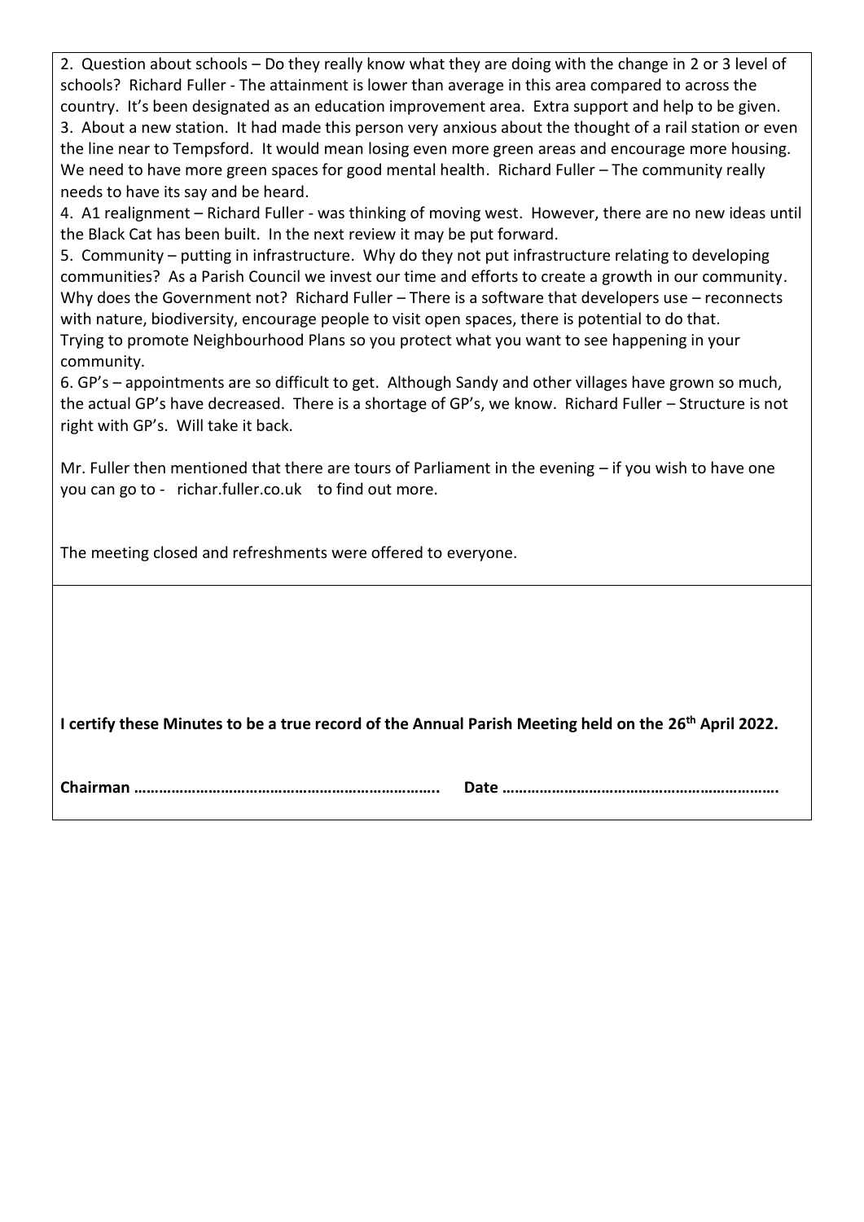2. Question about schools – Do they really know what they are doing with the change in 2 or 3 level of schools? Richard Fuller - The attainment is lower than average in this area compared to across the country. It's been designated as an education improvement area. Extra support and help to be given.
3. About a new station. It had made this person very anxious about the thought of a rail station or even the line near to Tempsford. It would mean losing even more green areas and encourage more housing. We need to have more green spaces for good mental health. Richard Fuller – The community really needs to have its say and be heard.
4. A1 realignment – Richard Fuller - was thinking of moving west. However, there are no new ideas until the Black Cat has been built. In the next review it may be put forward.
5. Community – putting in infrastructure. Why do they not put infrastructure relating to developing communities? As a Parish Council we invest our time and efforts to create a growth in our community. Why does the Government not? Richard Fuller – There is a software that developers use – reconnects with nature, biodiversity, encourage people to visit open spaces, there is potential to do that. Trying to promote Neighbourhood Plans so you protect what you want to see happening in your community.
6. GP's – appointments are so difficult to get. Although Sandy and other villages have grown so much, the actual GP's have decreased. There is a shortage of GP's, we know. Richard Fuller – Structure is not right with GP's. Will take it back.

Mr. Fuller then mentioned that there are tours of Parliament in the evening – if you wish to have one you can go to - richar.fuller.co.uk to find out more.

The meeting closed and refreshments were offered to everyone.

**I certify these Minutes to be a true record of the Annual Parish Meeting held on the 26th April 2022.**

**Chairman ……………………………………………………………….. Date ……………………………………………………….**